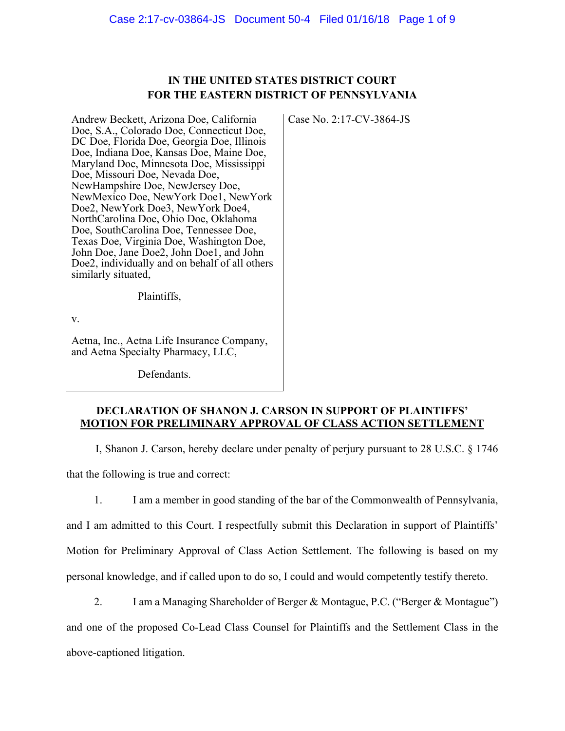# IN THE UNITED STATES DISTRICT COURT
# FOR THE EASTERN DISTRICT OF PENNSYLVANIA

| | |
|---|---|
| Andrew Beckett, Arizona Doe, California Doe, S.A., Colorado Doe, Connecticut Doe, DC Doe, Florida Doe, Georgia Doe, Illinois Doe, Indiana Doe, Kansas Doe, Maine Doe, Maryland Doe, Minnesota Doe, Mississippi Doe, Missouri Doe, Nevada Doe, NewHampshire Doe, NewJersey Doe, NewMexico Doe, NewYork Doe1, NewYork Doe2, NewYork Doe3, NewYork Doe4, NorthCarolina Doe, Ohio Doe, Oklahoma Doe, SouthCarolina Doe, Tennessee Doe, Texas Doe, Virginia Doe, Washington Doe, John Doe, Jane Doe2, John Doe1, and John Doe2, individually and on behalf of all others similarly situated,<br><br>Plaintiffs,<br><br>v.<br><br>Aetna, Inc., Aetna Life Insurance Company, and Aetna Specialty Pharmacy, LLC,<br><br>Defendants. | Case No. 2:17-CV-3864-JS |

**DECLARATION OF SHANON J. CARSON IN SUPPORT OF PLAINTIFFS' MOTION FOR PRELIMINARY APPROVAL OF CLASS ACTION SETTLEMENT**

I, Shanon J. Carson, hereby declare under penalty of perjury pursuant to 28 U.S.C. § 1746 that the following is true and correct:

1. I am a member in good standing of the bar of the Commonwealth of Pennsylvania, and I am admitted to this Court. I respectfully submit this Declaration in support of Plaintiffs' Motion for Preliminary Approval of Class Action Settlement. The following is based on my personal knowledge, and if called upon to do so, I could and would competently testify thereto.

2. I am a Managing Shareholder of Berger & Montague, P.C. ("Berger & Montague") and one of the proposed Co-Lead Class Counsel for Plaintiffs and the Settlement Class in the above-captioned litigation.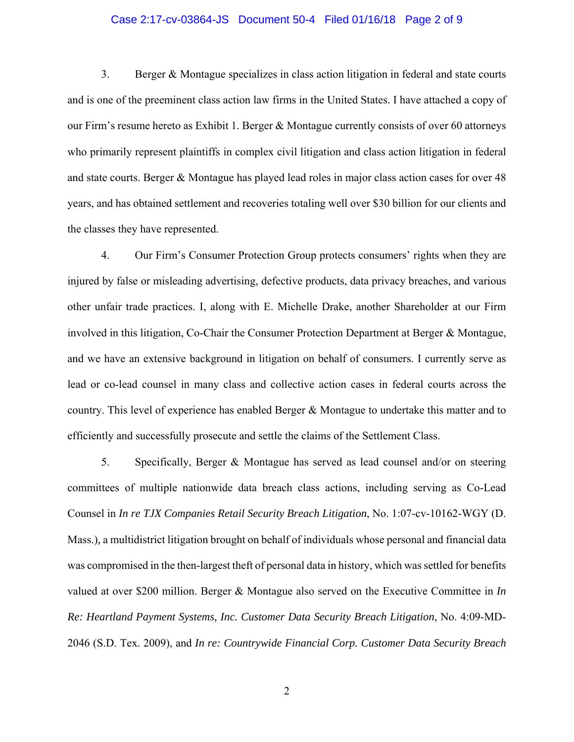3. Berger & Montague specializes in class action litigation in federal and state courts and is one of the preeminent class action law firms in the United States. I have attached a copy of our Firm's resume hereto as Exhibit 1. Berger & Montague currently consists of over 60 attorneys who primarily represent plaintiffs in complex civil litigation and class action litigation in federal and state courts. Berger & Montague has played lead roles in major class action cases for over 48 years, and has obtained settlement and recoveries totaling well over $30 billion for our clients and the classes they have represented.

4. Our Firm's Consumer Protection Group protects consumers' rights when they are injured by false or misleading advertising, defective products, data privacy breaches, and various other unfair trade practices. I, along with E. Michelle Drake, another Shareholder at our Firm involved in this litigation, Co-Chair the Consumer Protection Department at Berger & Montague, and we have an extensive background in litigation on behalf of consumers. I currently serve as lead or co-lead counsel in many class and collective action cases in federal courts across the country. This level of experience has enabled Berger & Montague to undertake this matter and to efficiently and successfully prosecute and settle the claims of the Settlement Class.

5. Specifically, Berger & Montague has served as lead counsel and/or on steering committees of multiple nationwide data breach class actions, including serving as Co-Lead Counsel in *In re TJX Companies Retail Security Breach Litigation*, No. 1:07-cv-10162-WGY (D. Mass.), a multidistrict litigation brought on behalf of individuals whose personal and financial data was compromised in the then-largest theft of personal data in history, which was settled for benefits valued at over $200 million. Berger & Montague also served on the Executive Committee in *In Re: Heartland Payment Systems, Inc. Customer Data Security Breach Litigation*, No. 4:09-MD-2046 (S.D. Tex. 2009), and *In re: Countrywide Financial Corp. Customer Data Security Breach*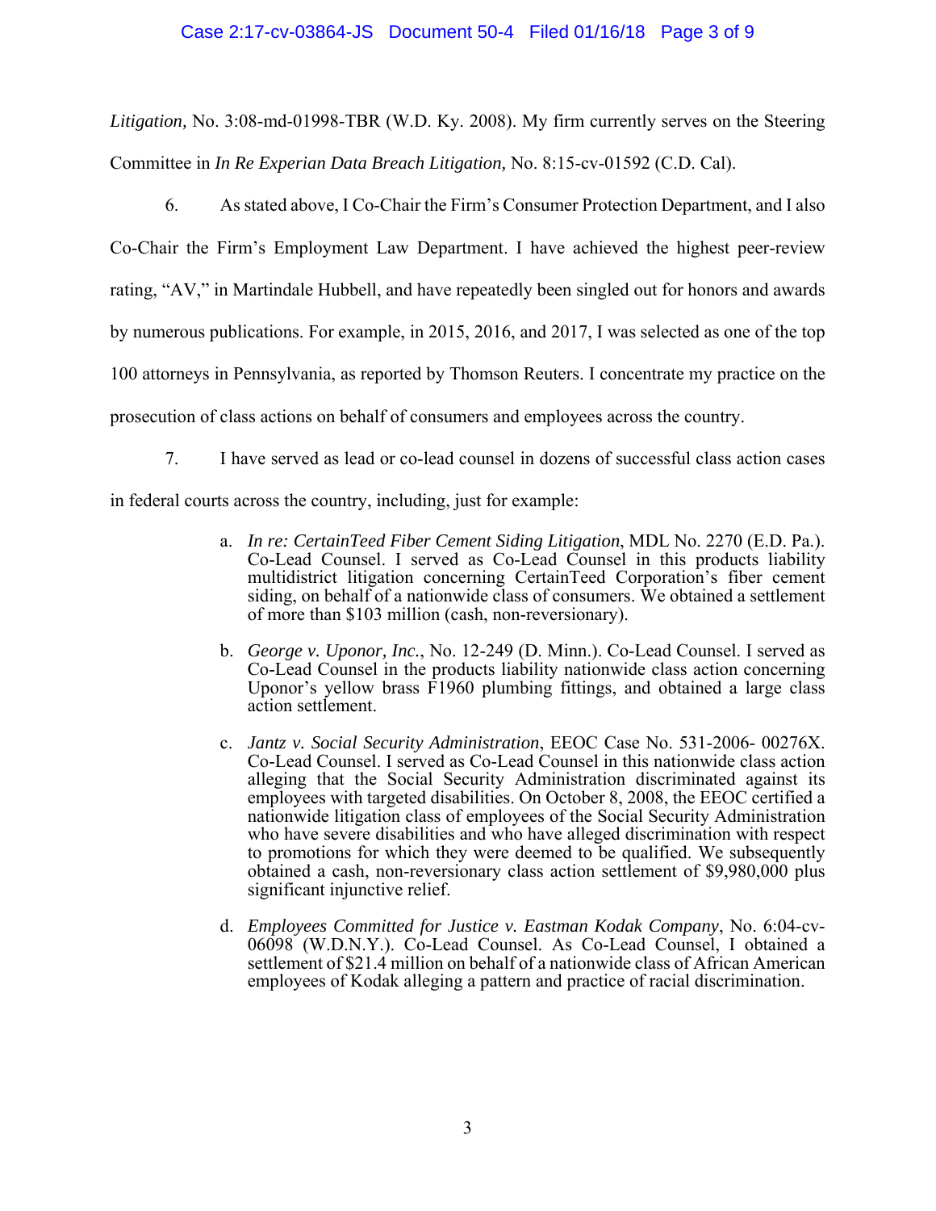*Litigation,* No. 3:08-md-01998-TBR (W.D. Ky. 2008). My firm currently serves on the Steering Committee in *In Re Experian Data Breach Litigation,* No. 8:15-cv-01592 (C.D. Cal).

6. As stated above, I Co-Chair the Firm's Consumer Protection Department, and I also Co-Chair the Firm's Employment Law Department. I have achieved the highest peer-review rating, "AV," in Martindale Hubbell, and have repeatedly been singled out for honors and awards by numerous publications. For example, in 2015, 2016, and 2017, I was selected as one of the top 100 attorneys in Pennsylvania, as reported by Thomson Reuters. I concentrate my practice on the prosecution of class actions on behalf of consumers and employees across the country.

7. I have served as lead or co-lead counsel in dozens of successful class action cases in federal courts across the country, including, just for example:

a. *In re: CertainTeed Fiber Cement Siding Litigation*, MDL No. 2270 (E.D. Pa.). Co-Lead Counsel. I served as Co-Lead Counsel in this products liability multidistrict litigation concerning CertainTeed Corporation's fiber cement siding, on behalf of a nationwide class of consumers. We obtained a settlement of more than $103 million (cash, non-reversionary).

b. *George v. Uponor, Inc.*, No. 12-249 (D. Minn.). Co-Lead Counsel. I served as Co-Lead Counsel in the products liability nationwide class action concerning Uponor's yellow brass F1960 plumbing fittings, and obtained a large class action settlement.

c. *Jantz v. Social Security Administration*, EEOC Case No. 531-2006- 00276X. Co-Lead Counsel. I served as Co-Lead Counsel in this nationwide class action alleging that the Social Security Administration discriminated against its employees with targeted disabilities. On October 8, 2008, the EEOC certified a nationwide litigation class of employees of the Social Security Administration who have severe disabilities and who have alleged discrimination with respect to promotions for which they were deemed to be qualified. We subsequently obtained a cash, non-reversionary class action settlement of $9,980,000 plus significant injunctive relief.

d. *Employees Committed for Justice v. Eastman Kodak Company*, No. 6:04-cv-06098 (W.D.N.Y.). Co-Lead Counsel. As Co-Lead Counsel, I obtained a settlement of $21.4 million on behalf of a nationwide class of African American employees of Kodak alleging a pattern and practice of racial discrimination.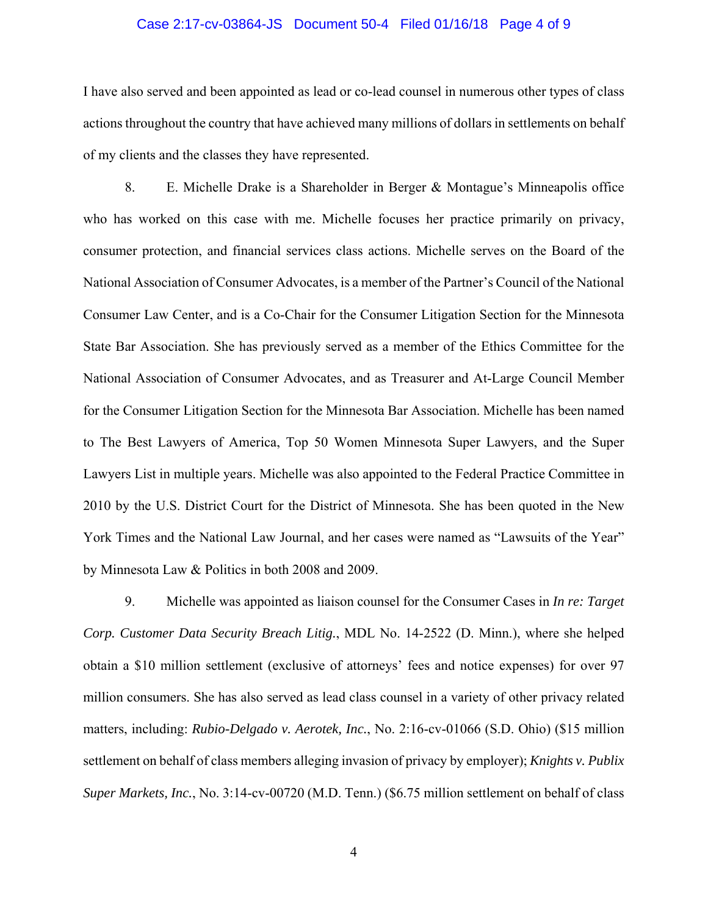I have also served and been appointed as lead or co-lead counsel in numerous other types of class actions throughout the country that have achieved many millions of dollars in settlements on behalf of my clients and the classes they have represented.

8. E. Michelle Drake is a Shareholder in Berger & Montague's Minneapolis office who has worked on this case with me. Michelle focuses her practice primarily on privacy, consumer protection, and financial services class actions. Michelle serves on the Board of the National Association of Consumer Advocates, is a member of the Partner's Council of the National Consumer Law Center, and is a Co-Chair for the Consumer Litigation Section for the Minnesota State Bar Association. She has previously served as a member of the Ethics Committee for the National Association of Consumer Advocates, and as Treasurer and At-Large Council Member for the Consumer Litigation Section for the Minnesota Bar Association. Michelle has been named to The Best Lawyers of America, Top 50 Women Minnesota Super Lawyers, and the Super Lawyers List in multiple years. Michelle was also appointed to the Federal Practice Committee in 2010 by the U.S. District Court for the District of Minnesota. She has been quoted in the New York Times and the National Law Journal, and her cases were named as "Lawsuits of the Year" by Minnesota Law & Politics in both 2008 and 2009.

9. Michelle was appointed as liaison counsel for the Consumer Cases in *In re: Target Corp. Customer Data Security Breach Litig.*, MDL No. 14-2522 (D. Minn.), where she helped obtain a $10 million settlement (exclusive of attorneys' fees and notice expenses) for over 97 million consumers. She has also served as lead class counsel in a variety of other privacy related matters, including: *Rubio-Delgado v. Aerotek, Inc.*, No. 2:16-cv-01066 (S.D. Ohio) ($15 million settlement on behalf of class members alleging invasion of privacy by employer); *Knights v. Publix Super Markets, Inc.*, No. 3:14-cv-00720 (M.D. Tenn.) ($6.75 million settlement on behalf of class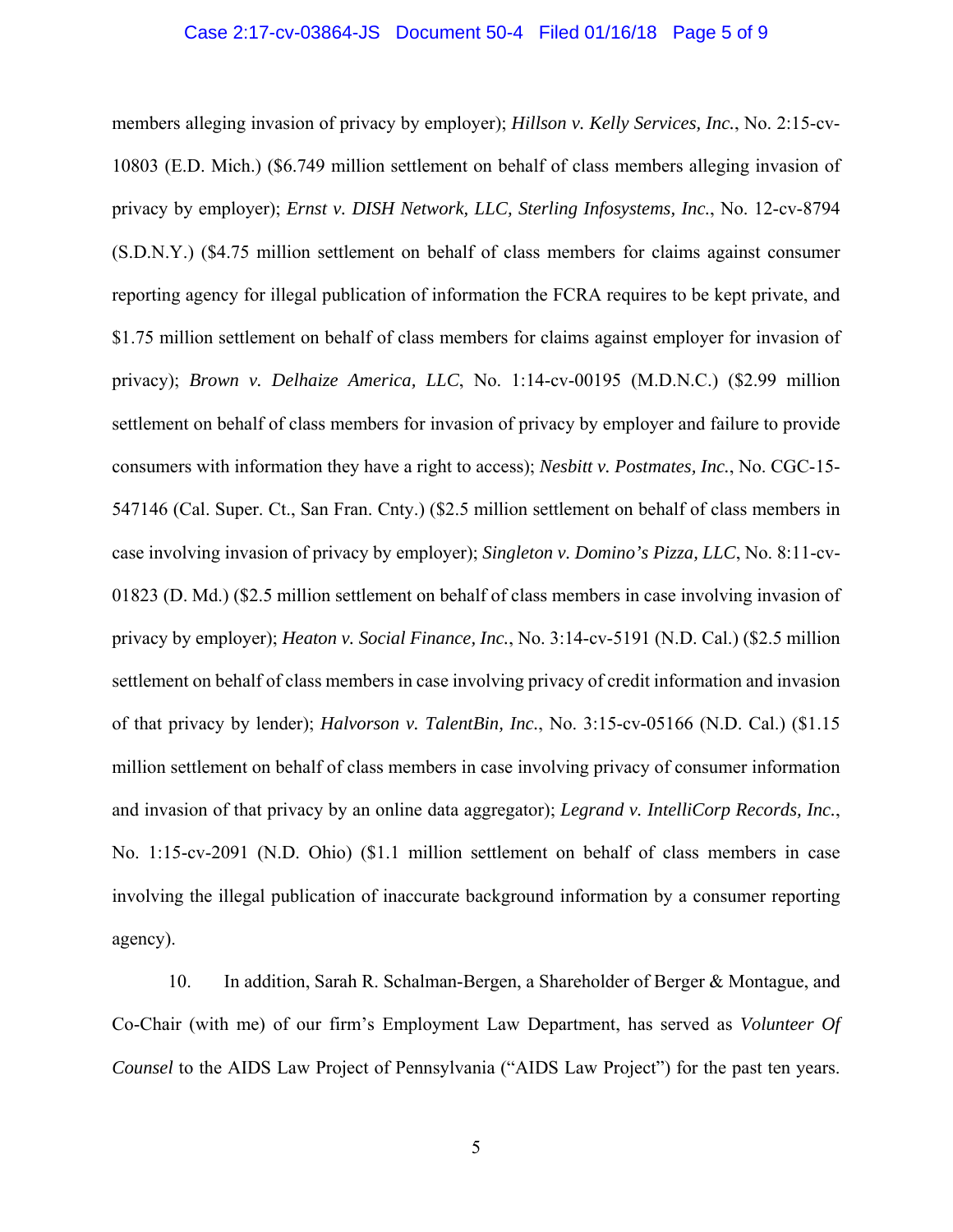members alleging invasion of privacy by employer); *Hillson v. Kelly Services, Inc.*, No. 2:15-cv-10803 (E.D. Mich.) ($6.749 million settlement on behalf of class members alleging invasion of privacy by employer); *Ernst v. DISH Network, LLC, Sterling Infosystems, Inc.*, No. 12-cv-8794 (S.D.N.Y.) ($4.75 million settlement on behalf of class members for claims against consumer reporting agency for illegal publication of information the FCRA requires to be kept private, and $1.75 million settlement on behalf of class members for claims against employer for invasion of privacy); *Brown v. Delhaize America, LLC*, No. 1:14-cv-00195 (M.D.N.C.) ($2.99 million settlement on behalf of class members for invasion of privacy by employer and failure to provide consumers with information they have a right to access); *Nesbitt v. Postmates, Inc.*, No. CGC-15-547146 (Cal. Super. Ct., San Fran. Cnty.) ($2.5 million settlement on behalf of class members in case involving invasion of privacy by employer); *Singleton v. Domino's Pizza, LLC*, No. 8:11-cv-01823 (D. Md.) ($2.5 million settlement on behalf of class members in case involving invasion of privacy by employer); *Heaton v. Social Finance, Inc.*, No. 3:14-cv-5191 (N.D. Cal.) ($2.5 million settlement on behalf of class members in case involving privacy of credit information and invasion of that privacy by lender); *Halvorson v. TalentBin, Inc.*, No. 3:15-cv-05166 (N.D. Cal.) ($1.15 million settlement on behalf of class members in case involving privacy of consumer information and invasion of that privacy by an online data aggregator); *Legrand v. IntelliCorp Records, Inc.*, No. 1:15-cv-2091 (N.D. Ohio) ($1.1 million settlement on behalf of class members in case involving the illegal publication of inaccurate background information by a consumer reporting agency).

10. In addition, Sarah R. Schalman-Bergen, a Shareholder of Berger & Montague, and Co-Chair (with me) of our firm's Employment Law Department, has served as *Volunteer Of Counsel* to the AIDS Law Project of Pennsylvania ("AIDS Law Project") for the past ten years.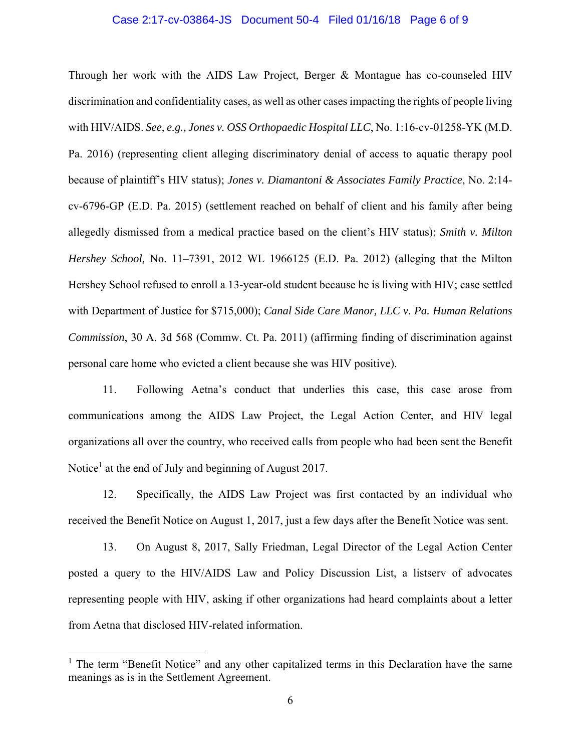Through her work with the AIDS Law Project, Berger & Montague has co-counseled HIV discrimination and confidentiality cases, as well as other cases impacting the rights of people living with HIV/AIDS. *See, e.g., Jones v. OSS Orthopaedic Hospital LLC*, No. 1:16-cv-01258-YK (M.D. Pa. 2016) (representing client alleging discriminatory denial of access to aquatic therapy pool because of plaintiff's HIV status); *Jones v. Diamantoni & Associates Family Practice*, No. 2:14-cv-6796-GP (E.D. Pa. 2015) (settlement reached on behalf of client and his family after being allegedly dismissed from a medical practice based on the client's HIV status); *Smith v. Milton Hershey School,* No. 11–7391, 2012 WL 1966125 (E.D. Pa. 2012) (alleging that the Milton Hershey School refused to enroll a 13-year-old student because he is living with HIV; case settled with Department of Justice for $715,000); *Canal Side Care Manor, LLC v. Pa. Human Relations Commission*, 30 A. 3d 568 (Commw. Ct. Pa. 2011) (affirming finding of discrimination against personal care home who evicted a client because she was HIV positive).

11. Following Aetna's conduct that underlies this case, this case arose from communications among the AIDS Law Project, the Legal Action Center, and HIV legal organizations all over the country, who received calls from people who had been sent the Benefit Notice[1] at the end of July and beginning of August 2017.

12. Specifically, the AIDS Law Project was first contacted by an individual who received the Benefit Notice on August 1, 2017, just a few days after the Benefit Notice was sent.

13. On August 8, 2017, Sally Friedman, Legal Director of the Legal Action Center posted a query to the HIV/AIDS Law and Policy Discussion List, a listserv of advocates representing people with HIV, asking if other organizations had heard complaints about a letter from Aetna that disclosed HIV-related information.

[1] The term "Benefit Notice" and any other capitalized terms in this Declaration have the same meanings as is in the Settlement Agreement.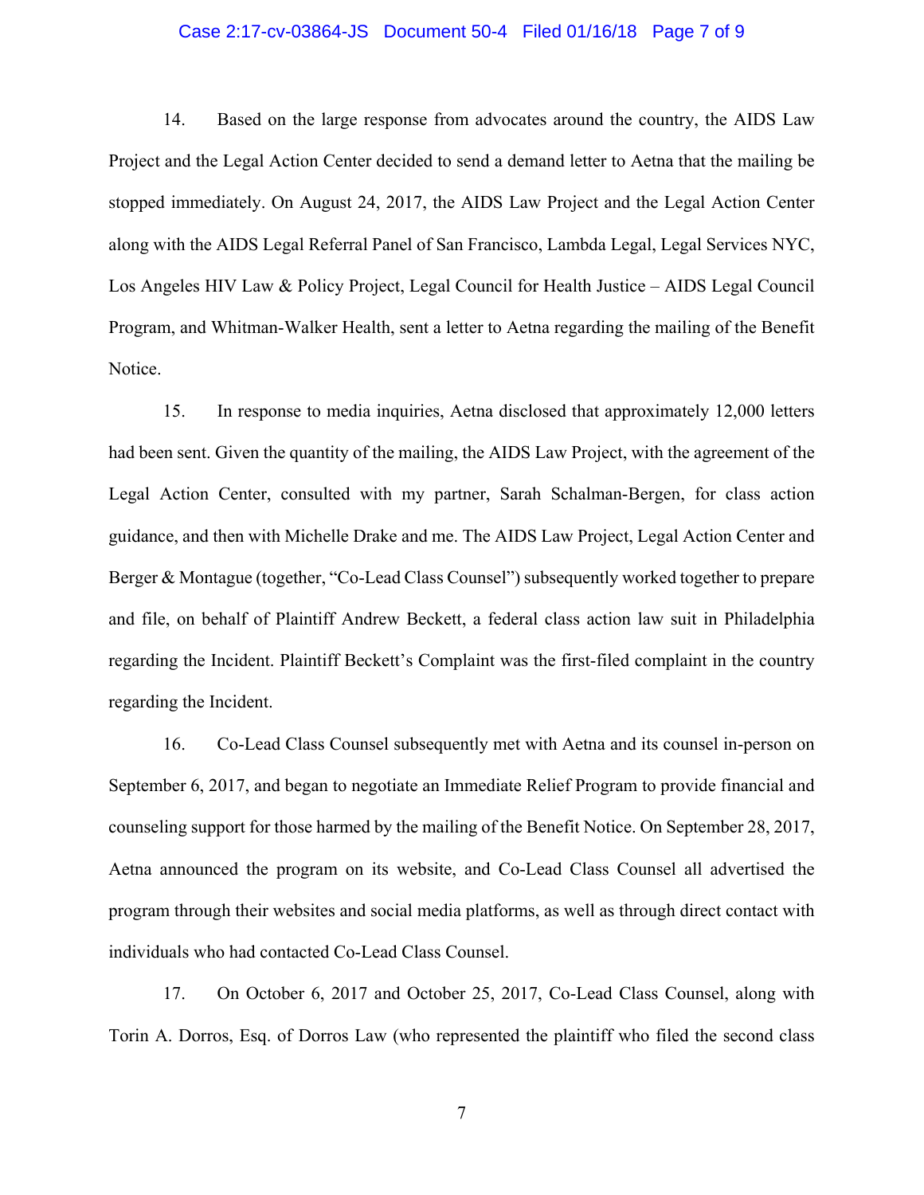14. Based on the large response from advocates around the country, the AIDS Law Project and the Legal Action Center decided to send a demand letter to Aetna that the mailing be stopped immediately. On August 24, 2017, the AIDS Law Project and the Legal Action Center along with the AIDS Legal Referral Panel of San Francisco, Lambda Legal, Legal Services NYC, Los Angeles HIV Law & Policy Project, Legal Council for Health Justice – AIDS Legal Council Program, and Whitman-Walker Health, sent a letter to Aetna regarding the mailing of the Benefit Notice.

15. In response to media inquiries, Aetna disclosed that approximately 12,000 letters had been sent. Given the quantity of the mailing, the AIDS Law Project, with the agreement of the Legal Action Center, consulted with my partner, Sarah Schalman-Bergen, for class action guidance, and then with Michelle Drake and me. The AIDS Law Project, Legal Action Center and Berger & Montague (together, "Co-Lead Class Counsel") subsequently worked together to prepare and file, on behalf of Plaintiff Andrew Beckett, a federal class action law suit in Philadelphia regarding the Incident. Plaintiff Beckett's Complaint was the first-filed complaint in the country regarding the Incident.

16. Co-Lead Class Counsel subsequently met with Aetna and its counsel in-person on September 6, 2017, and began to negotiate an Immediate Relief Program to provide financial and counseling support for those harmed by the mailing of the Benefit Notice. On September 28, 2017, Aetna announced the program on its website, and Co-Lead Class Counsel all advertised the program through their websites and social media platforms, as well as through direct contact with individuals who had contacted Co-Lead Class Counsel.

17. On October 6, 2017 and October 25, 2017, Co-Lead Class Counsel, along with Torin A. Dorros, Esq. of Dorros Law (who represented the plaintiff who filed the second class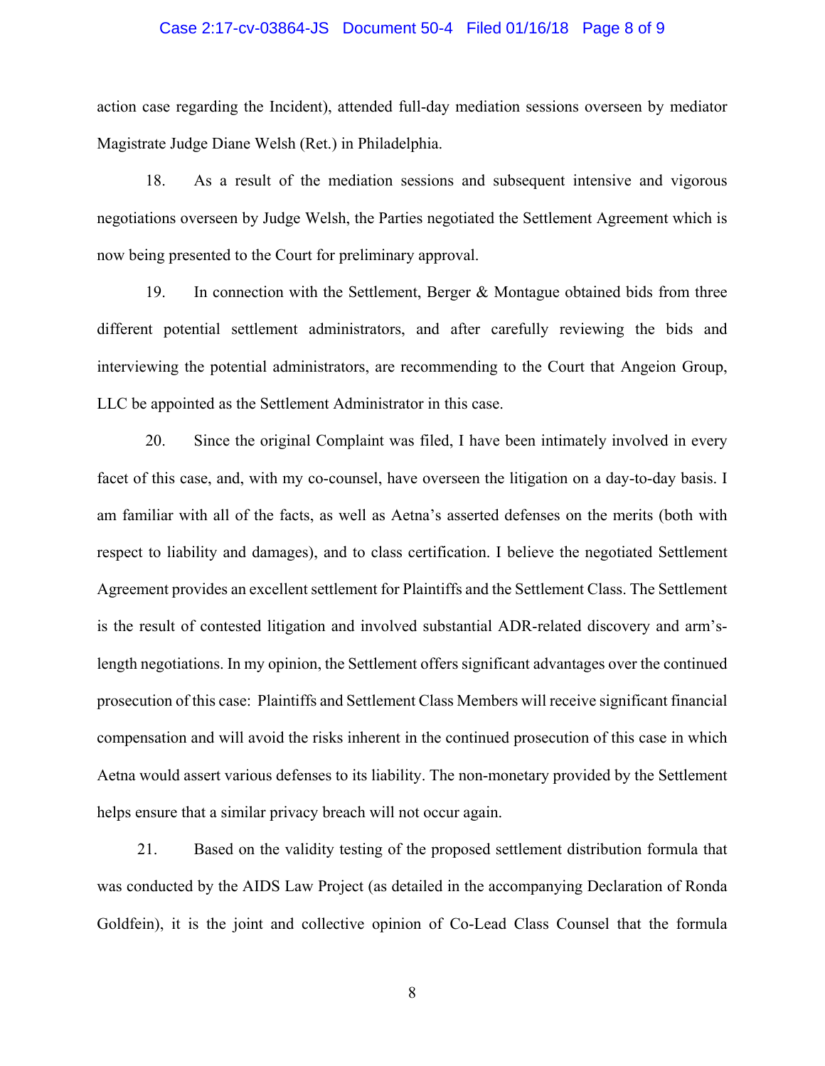action case regarding the Incident), attended full-day mediation sessions overseen by mediator Magistrate Judge Diane Welsh (Ret.) in Philadelphia.

18. As a result of the mediation sessions and subsequent intensive and vigorous negotiations overseen by Judge Welsh, the Parties negotiated the Settlement Agreement which is now being presented to the Court for preliminary approval.

19. In connection with the Settlement, Berger & Montague obtained bids from three different potential settlement administrators, and after carefully reviewing the bids and interviewing the potential administrators, are recommending to the Court that Angeion Group, LLC be appointed as the Settlement Administrator in this case.

20. Since the original Complaint was filed, I have been intimately involved in every facet of this case, and, with my co-counsel, have overseen the litigation on a day-to-day basis. I am familiar with all of the facts, as well as Aetna's asserted defenses on the merits (both with respect to liability and damages), and to class certification. I believe the negotiated Settlement Agreement provides an excellent settlement for Plaintiffs and the Settlement Class. The Settlement is the result of contested litigation and involved substantial ADR-related discovery and arm's-length negotiations. In my opinion, the Settlement offers significant advantages over the continued prosecution of this case: Plaintiffs and Settlement Class Members will receive significant financial compensation and will avoid the risks inherent in the continued prosecution of this case in which Aetna would assert various defenses to its liability. The non-monetary provided by the Settlement helps ensure that a similar privacy breach will not occur again.

21. Based on the validity testing of the proposed settlement distribution formula that was conducted by the AIDS Law Project (as detailed in the accompanying Declaration of Ronda Goldfein), it is the joint and collective opinion of Co-Lead Class Counsel that the formula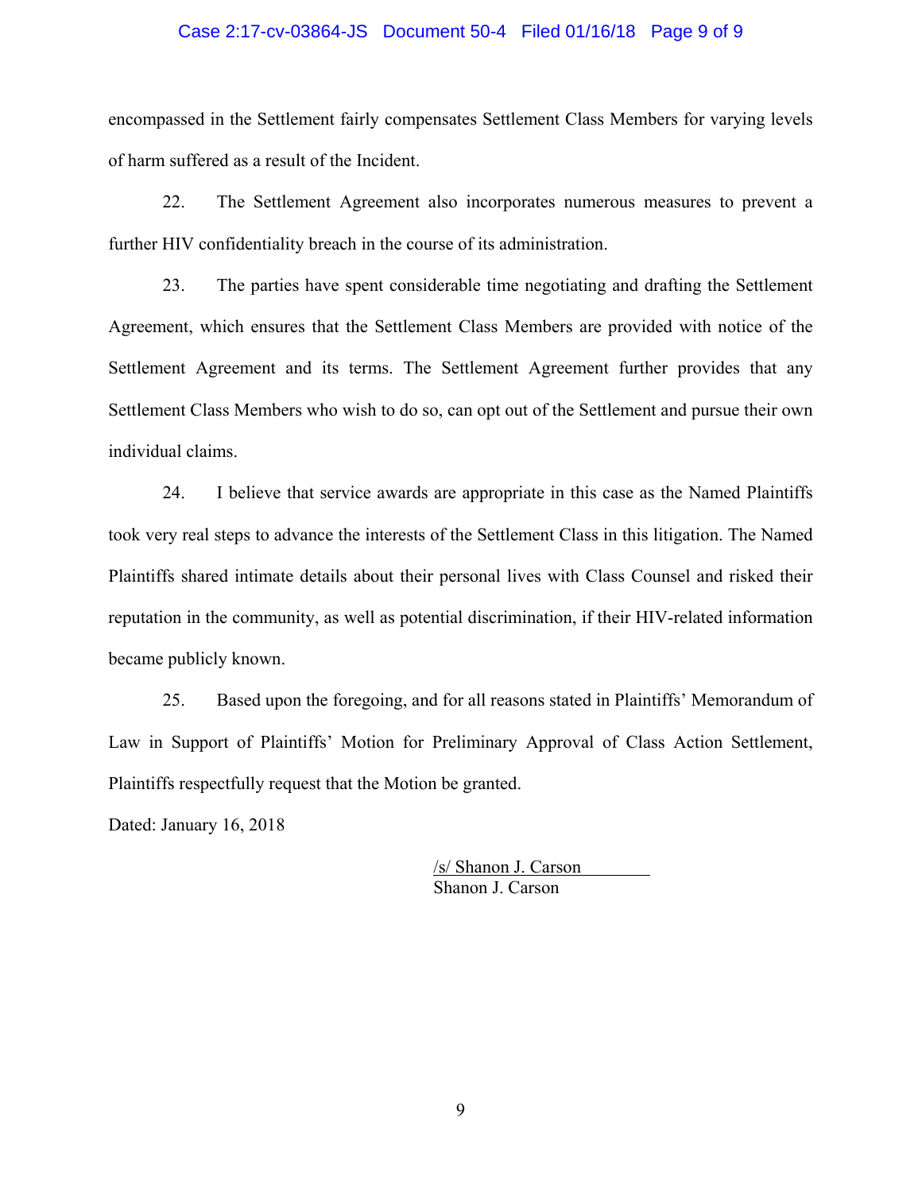encompassed in the Settlement fairly compensates Settlement Class Members for varying levels of harm suffered as a result of the Incident.

22. The Settlement Agreement also incorporates numerous measures to prevent a further HIV confidentiality breach in the course of its administration.

23. The parties have spent considerable time negotiating and drafting the Settlement Agreement, which ensures that the Settlement Class Members are provided with notice of the Settlement Agreement and its terms. The Settlement Agreement further provides that any Settlement Class Members who wish to do so, can opt out of the Settlement and pursue their own individual claims.

24. I believe that service awards are appropriate in this case as the Named Plaintiffs took very real steps to advance the interests of the Settlement Class in this litigation. The Named Plaintiffs shared intimate details about their personal lives with Class Counsel and risked their reputation in the community, as well as potential discrimination, if their HIV-related information became publicly known.

25. Based upon the foregoing, and for all reasons stated in Plaintiffs' Memorandum of Law in Support of Plaintiffs' Motion for Preliminary Approval of Class Action Settlement, Plaintiffs respectfully request that the Motion be granted.

Dated: January 16, 2018

/s/ Shanon J. Carson
Shanon J. Carson